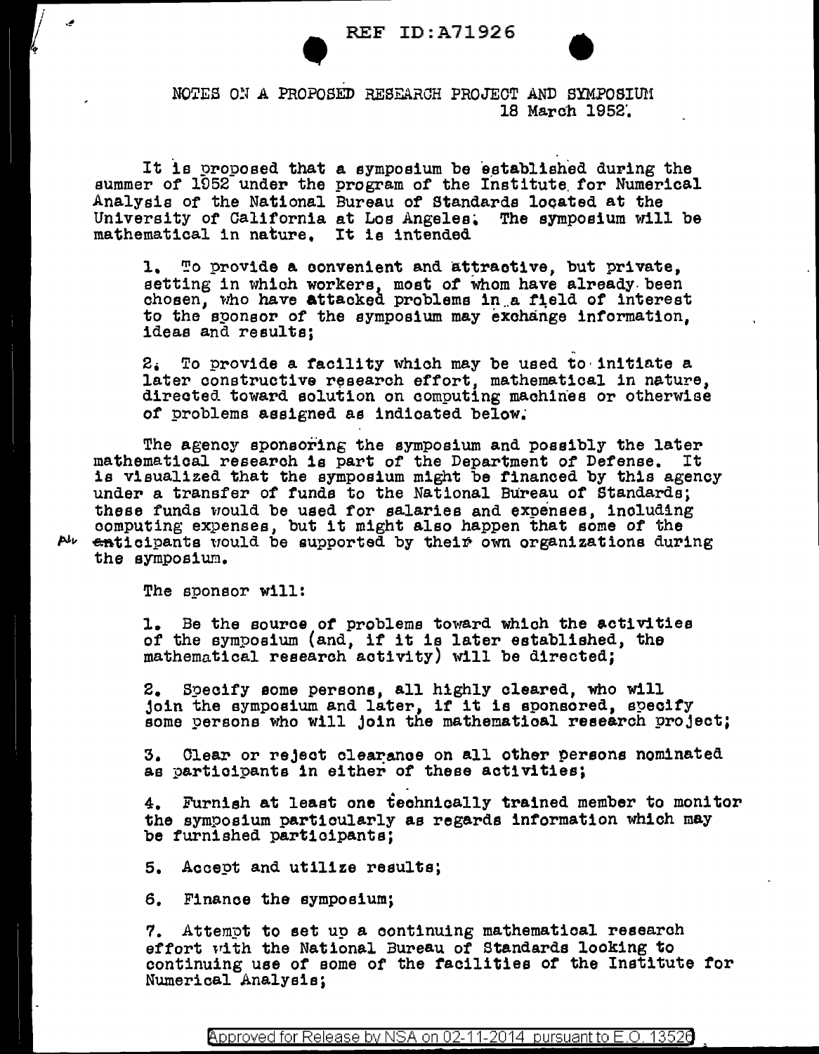NOTES ON A PROPOSED RESEARCH PROJECT AND SYMPOSIUM
18 March 1952.

It is proposed that a symposium be established during the summer of 1952 under the program of the Institute for Numerical Analysis of the National Bureau of Standards located at the University of California at Los Angeles. The symposium will be mathematical in nature. It is intended

1. To provide a convenient and attractive, but private, setting in which workers, most of whom have already been chosen, who have attacked problems in a field of interest to the sponsor of the symposium may exchange information, ideas and results;

2. To provide a facility which may be used to initiate a later constructive research effort, mathematical in nature, directed toward solution on computing machines or otherwise of problems assigned as indicated below.

The agency sponsoring the symposium and possibly the later mathematical research is part of the Department of Defense. It is visualized that the symposium might be financed by this agency under a transfer of funds to the National Bureau of Standards; these funds would be used for salaries and expenses, including computing expenses, but it might also happen that some of the participants would be supported by their own organizations during the symposium.

The sponsor will:

1. Be the source of problems toward which the activities of the symposium (and, if it is later established, the mathematical research activity) will be directed;

2. Specify some persons, all highly cleared, who will join the symposium and later, if it is sponsored, specify some persons who will join the mathematical research project;

3. Clear or reject clearance on all other persons nominated as participants in either of these activities;

4. Furnish at least one technically trained member to monitor the symposium particularly as regards information which may be furnished participants;

5. Accept and utilize results;

6. Finance the symposium;

7. Attempt to set up a continuing mathematical research effort with the National Bureau of Standards looking to continuing use of some of the facilities of the Institute for Numerical Analysis;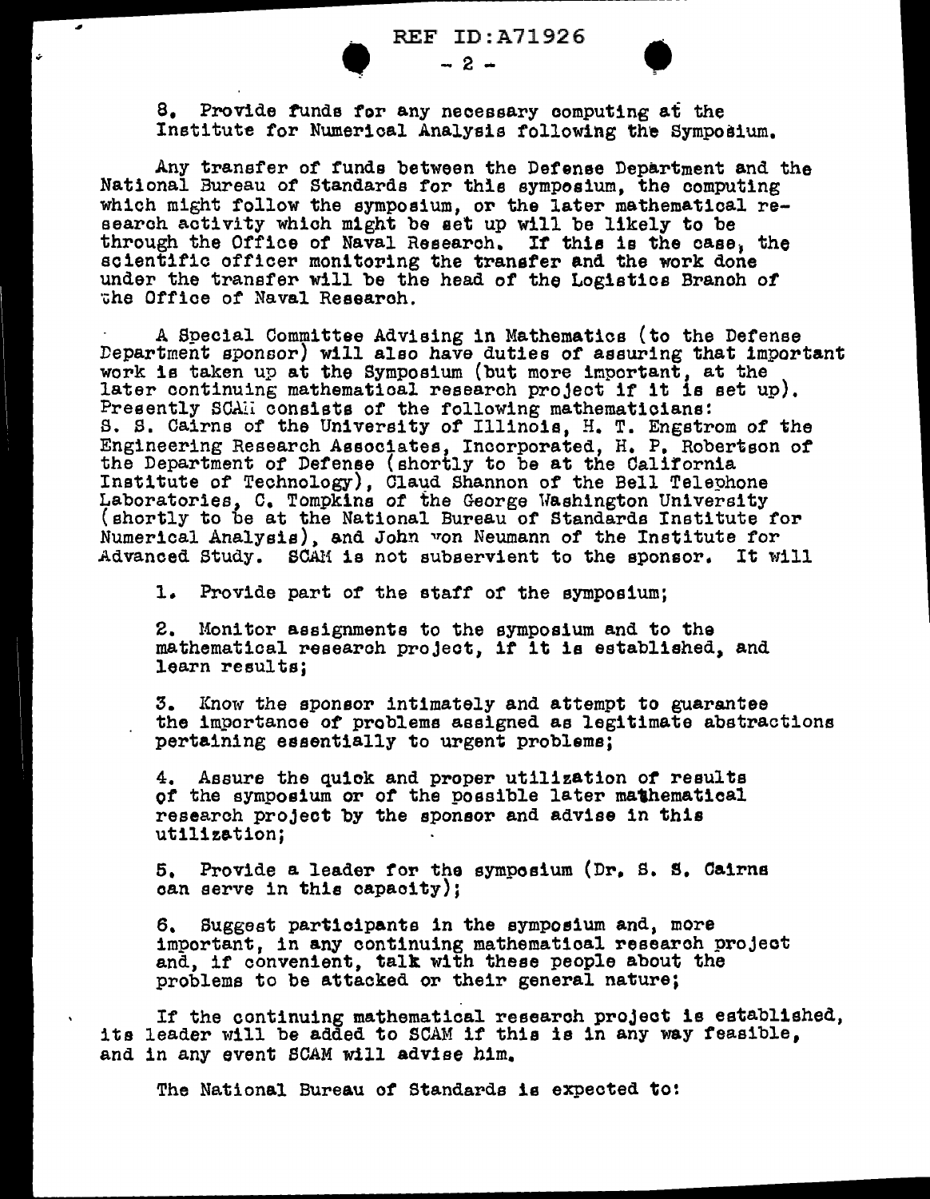8. Provide funds for any necessary computing at the Institute for Numerical Analysis following the Symposium.

Any transfer of funds between the Defense Department and the National Bureau of Standards for this symposium, the computing which might follow the symposium, or the later mathematical research activity which might be set up will be likely to be through the Office of Naval Research. If this is the case, the scientific officer monitoring the transfer and the work done under the transfer will be the head of the Logistics Branch of the Office of Naval Research.

A Special Committee Advising in Mathematics (to the Defense Department sponsor) will also have duties of assuring that important work is taken up at the Symposium (but more important, at the later continuing mathematical research project if it is set up). Presently SCAM consists of the following mathematicians: S. S. Cairns of the University of Illinois, H. T. Engstrom of the Engineering Research Associates, Incorporated, H. P. Robertson of the Department of Defense (shortly to be at the California Institute of Technology), Claud Shannon of the Bell Telephone Laboratories, C. Tompkins of the George Washington University (shortly to be at the National Bureau of Standards Institute for Numerical Analysis), and John von Neumann of the Institute for Advanced Study. SCAM is not subservient to the sponsor. It will

1. Provide part of the staff of the symposium;

2. Monitor assignments to the symposium and to the mathematical research project, if it is established, and learn results;

3. Know the sponsor intimately and attempt to guarantee the importance of problems assigned as legitimate abstractions pertaining essentially to urgent problems;

4. Assure the quick and proper utilization of results of the symposium or of the possible later mathematical research project by the sponsor and advise in this utilization;

5. Provide a leader for the symposium (Dr. S. S. Cairns can serve in this capacity);

6. Suggest participants in the symposium and, more important, in any continuing mathematical research project and, if convenient, talk with these people about the problems to be attacked or their general nature;

If the continuing mathematical research project is established, its leader will be added to SCAM if this is in any way feasible, and in any event SCAM will advise him.

The National Bureau of Standards is expected to: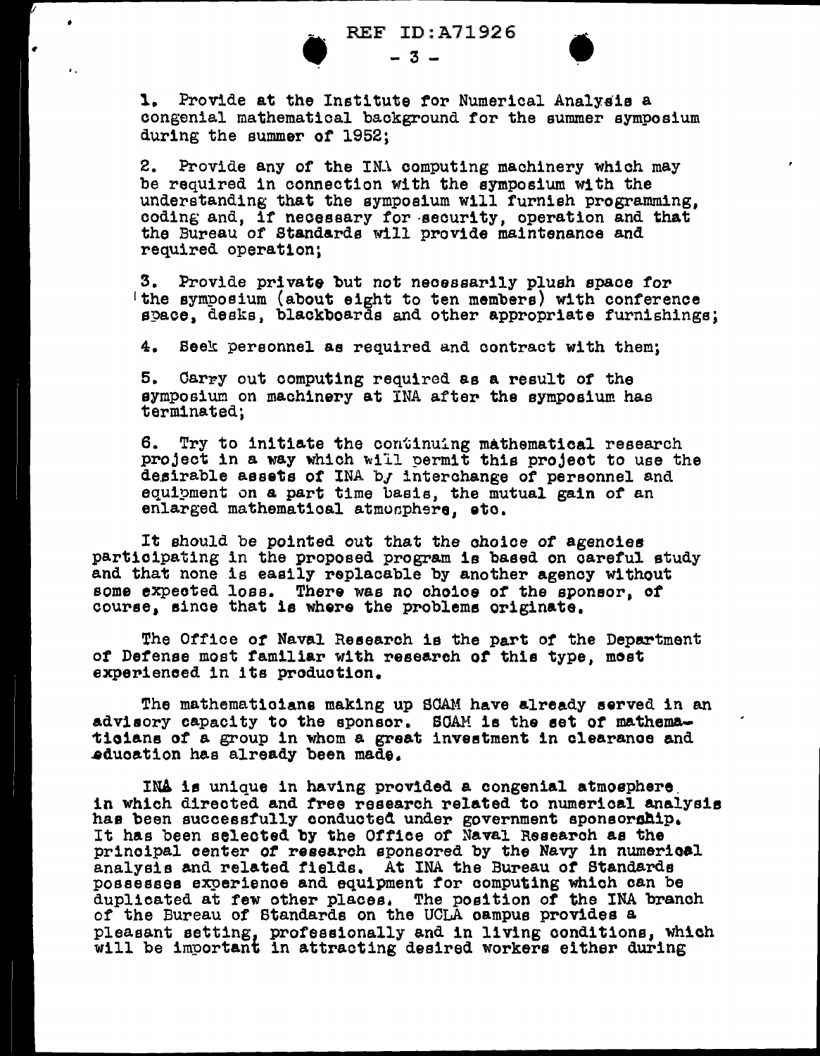1. Provide at the Institute for Numerical Analysis a congenial mathematical background for the summer symposium during the summer of 1952;

2. Provide any of the INA computing machinery which may be required in connection with the symposium with the understanding that the symposium will furnish programming, coding and, if necessary for security, operation and that the Bureau of Standards will provide maintenance and required operation;

3. Provide private but not necessarily plush space for the symposium (about eight to ten members) with conference space, desks, blackboards and other appropriate furnishings;

4. Seek personnel as required and contract with them;

5. Carry out computing required as a result of the symposium on machinery at INA after the symposium has terminated;

6. Try to initiate the continuing mathematical research project in a way which will permit this project to use the desirable assets of INA by interchange of personnel and equipment on a part time basis, the mutual gain of an enlarged mathematical atmosphere, etc.

It should be pointed out that the choice of agencies participating in the proposed program is based on careful study and that none is easily replacable by another agency without some expected loss. There was no choice of the sponsor, of course, since that is where the problems originate.

The Office of Naval Research is the part of the Department of Defense most familiar with research of this type, most experienced in its production.

The mathematicians making up SCAM have already served in an advisory capacity to the sponsor. SCAM is the set of mathematicians of a group in whom a great investment in clearance and education has already been made.

INA is unique in having provided a congenial atmosphere in which directed and free research related to numerical analysis has been successfully conducted under government sponsorship. It has been selected by the Office of Naval Research as the principal center of research sponsored by the Navy in numerical analysis and related fields. At INA the Bureau of Standards possesses experience and equipment for computing which can be duplicated at few other places. The position of the INA branch of the Bureau of Standards on the UCLA campus provides a pleasant setting, professionally and in living conditions, which will be important in attracting desired workers either during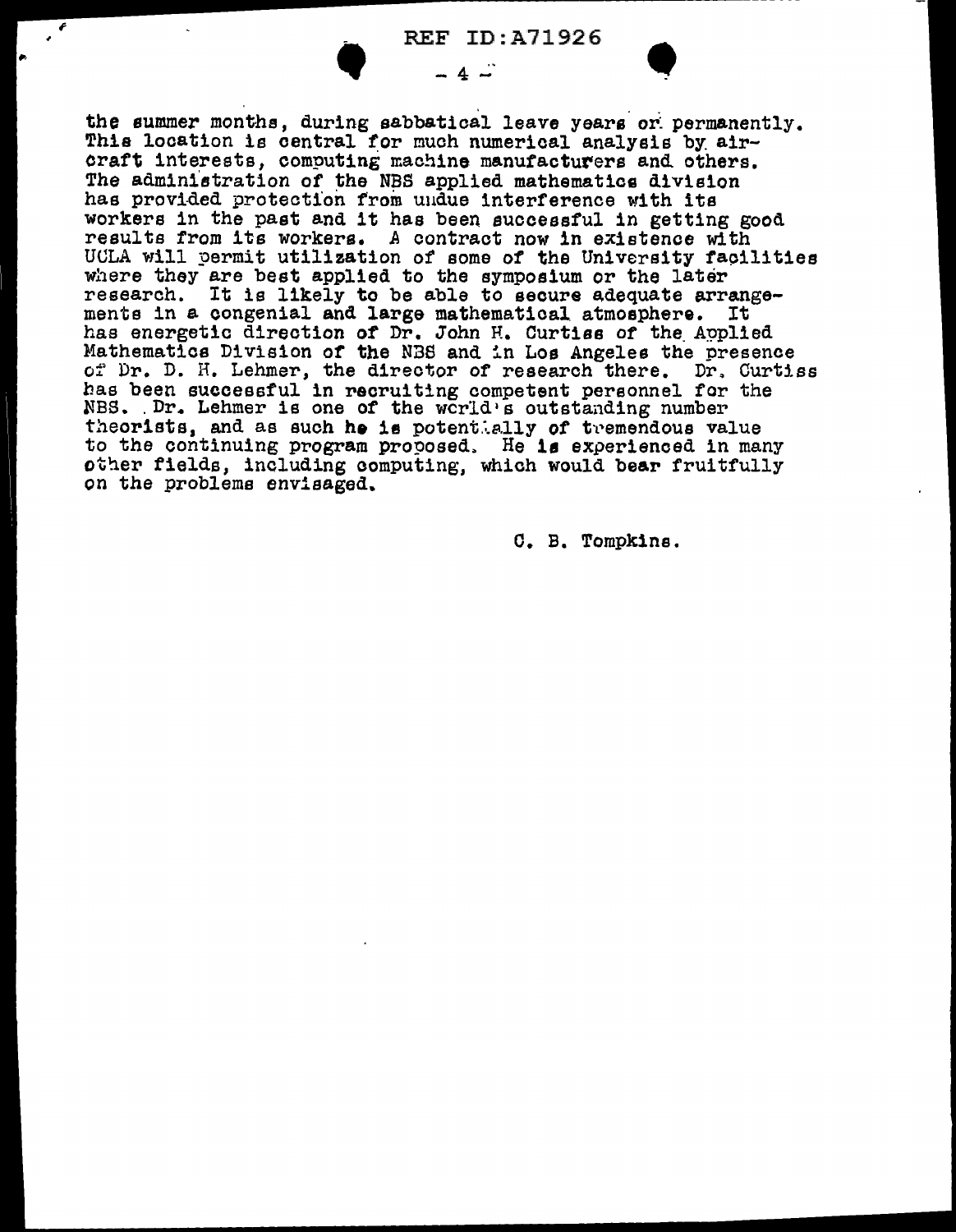the summer months, during sabbatical leave years or permanently. This location is central for much numerical analysis by aircraft interests, computing machine manufacturers and others. The administration of the NBS applied mathematics division has provided protection from undue interference with its workers in the past and it has been successful in getting good results from its workers. A contract now in existence with UCLA will permit utilization of some of the University facilities where they are best applied to the symposium or the later research. It is likely to be able to secure adequate arrangements in a congenial and large mathematical atmosphere. It has energetic direction of Dr. John H. Curtiss of the Applied Mathematics Division of the NBS and in Los Angeles the presence of Dr. D. H. Lehmer, the director of research there. Dr. Curtiss has been successful in recruiting competent personnel for the NBS. Dr. Lehmer is one of the world's outstanding number theorists, and as such he is potentially of tremendous value to the continuing program proposed. He is experienced in many other fields, including computing, which would bear fruitfully on the problems envisaged.

C. B. Tompkins.